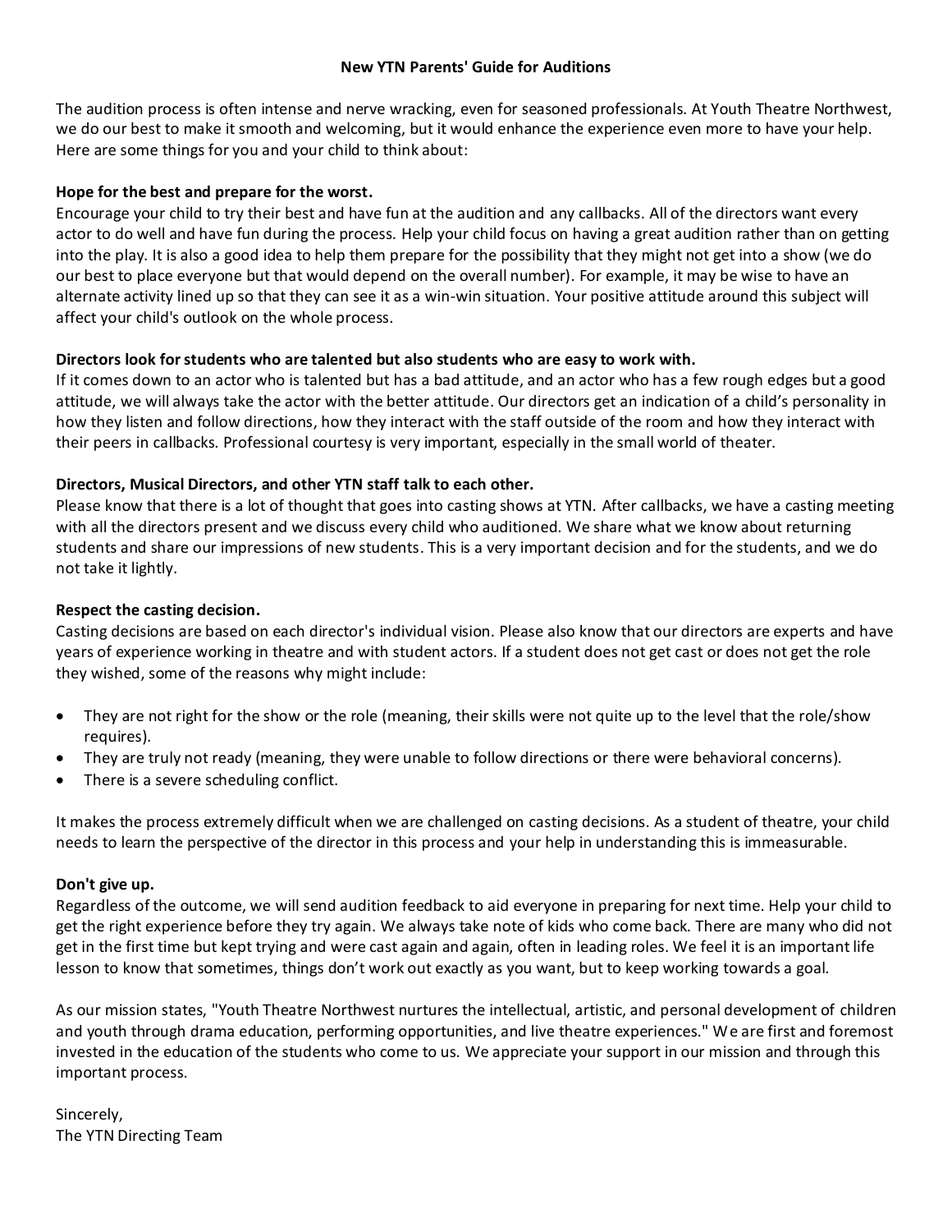# New YTN Parents' Guide for Auditions

The audition process is often intense and nerve wracking, even for seasoned professionals. At Youth Theatre Northwest, we do our best to make it smooth and welcoming, but it would enhance the experience even more to have your help. Here are some things for you and your child to think about:

**Hope for the best and prepare for the worst.**

Encourage your child to try their best and have fun at the audition and any callbacks. All of the directors want every actor to do well and have fun during the process. Help your child focus on having a great audition rather than on getting into the play. It is also a good idea to help them prepare for the possibility that they might not get into a show (we do our best to place everyone but that would depend on the overall number). For example, it may be wise to have an alternate activity lined up so that they can see it as a win-win situation. Your positive attitude around this subject will affect your child's outlook on the whole process.

**Directors look for students who are talented but also students who are easy to work with.**

If it comes down to an actor who is talented but has a bad attitude, and an actor who has a few rough edges but a good attitude, we will always take the actor with the better attitude. Our directors get an indication of a child's personality in how they listen and follow directions, how they interact with the staff outside of the room and how they interact with their peers in callbacks. Professional courtesy is very important, especially in the small world of theater.

**Directors, Musical Directors, and other YTN staff talk to each other.**

Please know that there is a lot of thought that goes into casting shows at YTN. After callbacks, we have a casting meeting with all the directors present and we discuss every child who auditioned. We share what we know about returning students and share our impressions of new students. This is a very important decision and for the students, and we do not take it lightly.

**Respect the casting decision.**

Casting decisions are based on each director's individual vision. Please also know that our directors are experts and have years of experience working in theatre and with student actors. If a student does not get cast or does not get the role they wished, some of the reasons why might include:

- They are not right for the show or the role (meaning, their skills were not quite up to the level that the role/show requires).
- They are truly not ready (meaning, they were unable to follow directions or there were behavioral concerns).
- There is a severe scheduling conflict.

It makes the process extremely difficult when we are challenged on casting decisions. As a student of theatre, your child needs to learn the perspective of the director in this process and your help in understanding this is immeasurable.

**Don't give up.**

Regardless of the outcome, we will send audition feedback to aid everyone in preparing for next time. Help your child to get the right experience before they try again. We always take note of kids who come back. There are many who did not get in the first time but kept trying and were cast again and again, often in leading roles. We feel it is an important life lesson to know that sometimes, things don't work out exactly as you want, but to keep working towards a goal.

As our mission states, "Youth Theatre Northwest nurtures the intellectual, artistic, and personal development of children and youth through drama education, performing opportunities, and live theatre experiences." We are first and foremost invested in the education of the students who come to us. We appreciate your support in our mission and through this important process.

Sincerely,
The YTN Directing Team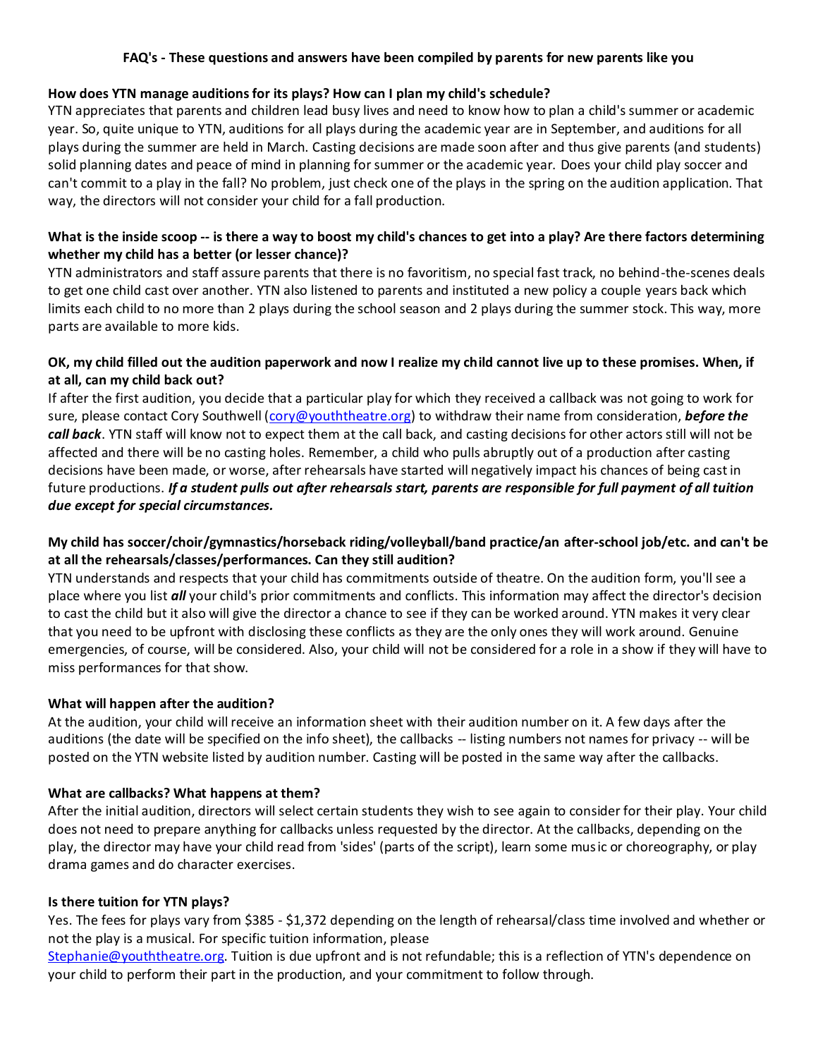**FAQ's - These questions and answers have been compiled by parents for new parents like you**

**How does YTN manage auditions for its plays? How can I plan my child's schedule?**

YTN appreciates that parents and children lead busy lives and need to know how to plan a child's summer or academic year. So, quite unique to YTN, auditions for all plays during the academic year are in September, and auditions for all plays during the summer are held in March. Casting decisions are made soon after and thus give parents (and students) solid planning dates and peace of mind in planning for summer or the academic year. Does your child play soccer and can't commit to a play in the fall? No problem, just check one of the plays in the spring on the audition application. That way, the directors will not consider your child for a fall production.

**What is the inside scoop -- is there a way to boost my child's chances to get into a play? Are there factors determining whether my child has a better (or lesser chance)?**

YTN administrators and staff assure parents that there is no favoritism, no special fast track, no behind-the-scenes deals to get one child cast over another. YTN also listened to parents and instituted a new policy a couple years back which limits each child to no more than 2 plays during the school season and 2 plays during the summer stock. This way, more parts are available to more kids.

**OK, my child filled out the audition paperwork and now I realize my child cannot live up to these promises. When, if at all, can my child back out?**

If after the first audition, you decide that a particular play for which they received a callback was not going to work for sure, please contact Cory Southwell (cory@youththeatre.org) to withdraw their name from consideration, ***before the call back***. YTN staff will know not to expect them at the call back, and casting decisions for other actors still will not be affected and there will be no casting holes. Remember, a child who pulls abruptly out of a production after casting decisions have been made, or worse, after rehearsals have started will negatively impact his chances of being cast in future productions. ***If a student pulls out after rehearsals start, parents are responsible for full payment of all tuition due except for special circumstances.***

**My child has soccer/choir/gymnastics/horseback riding/volleyball/band practice/an after-school job/etc. and can't be at all the rehearsals/classes/performances. Can they still audition?**

YTN understands and respects that your child has commitments outside of theatre. On the audition form, you'll see a place where you list ***all*** your child's prior commitments and conflicts. This information may affect the director's decision to cast the child but it also will give the director a chance to see if they can be worked around. YTN makes it very clear that you need to be upfront with disclosing these conflicts as they are the only ones they will work around. Genuine emergencies, of course, will be considered. Also, your child will not be considered for a role in a show if they will have to miss performances for that show.

**What will happen after the audition?**

At the audition, your child will receive an information sheet with their audition number on it. A few days after the auditions (the date will be specified on the info sheet), the callbacks -- listing numbers not names for privacy -- will be posted on the YTN website listed by audition number. Casting will be posted in the same way after the callbacks.

**What are callbacks? What happens at them?**

After the initial audition, directors will select certain students they wish to see again to consider for their play. Your child does not need to prepare anything for callbacks unless requested by the director. At the callbacks, depending on the play, the director may have your child read from 'sides' (parts of the script), learn some music or choreography, or play drama games and do character exercises.

**Is there tuition for YTN plays?**

Yes. The fees for plays vary from $385 - $1,372 depending on the length of rehearsal/class time involved and whether or not the play is a musical. For specific tuition information, please Stephanie@youththeatre.org. Tuition is due upfront and is not refundable; this is a reflection of YTN's dependence on your child to perform their part in the production, and your commitment to follow through.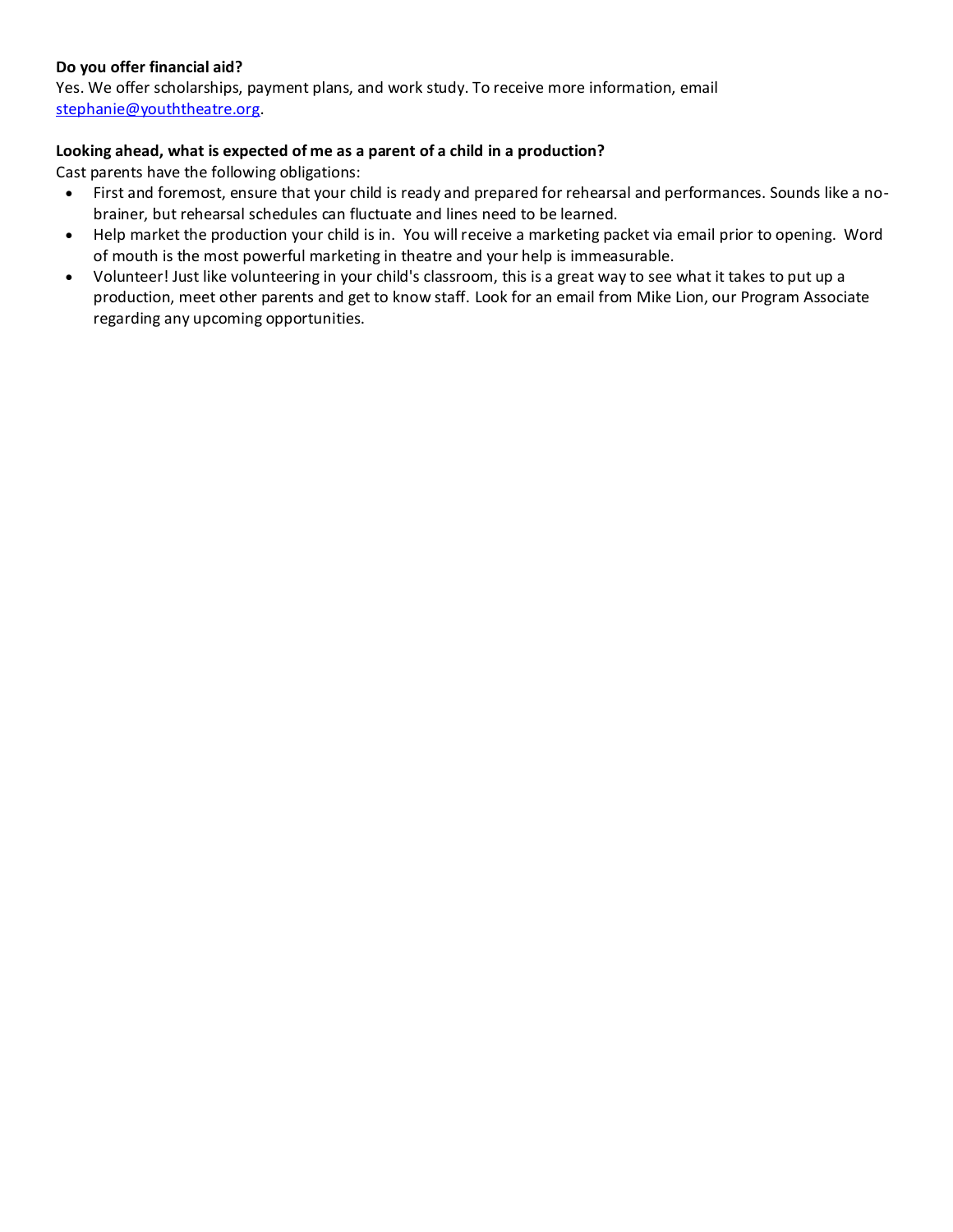**Do you offer financial aid?**
Yes. We offer scholarships, payment plans, and work study. To receive more information, email stephanie@youththeatre.org.

**Looking ahead, what is expected of me as a parent of a child in a production?**
Cast parents have the following obligations:

- First and foremost, ensure that your child is ready and prepared for rehearsal and performances. Sounds like a no-brainer, but rehearsal schedules can fluctuate and lines need to be learned.
- Help market the production your child is in. You will receive a marketing packet via email prior to opening. Word of mouth is the most powerful marketing in theatre and your help is immeasurable.
- Volunteer! Just like volunteering in your child's classroom, this is a great way to see what it takes to put up a production, meet other parents and get to know staff. Look for an email from Mike Lion, our Program Associate regarding any upcoming opportunities.